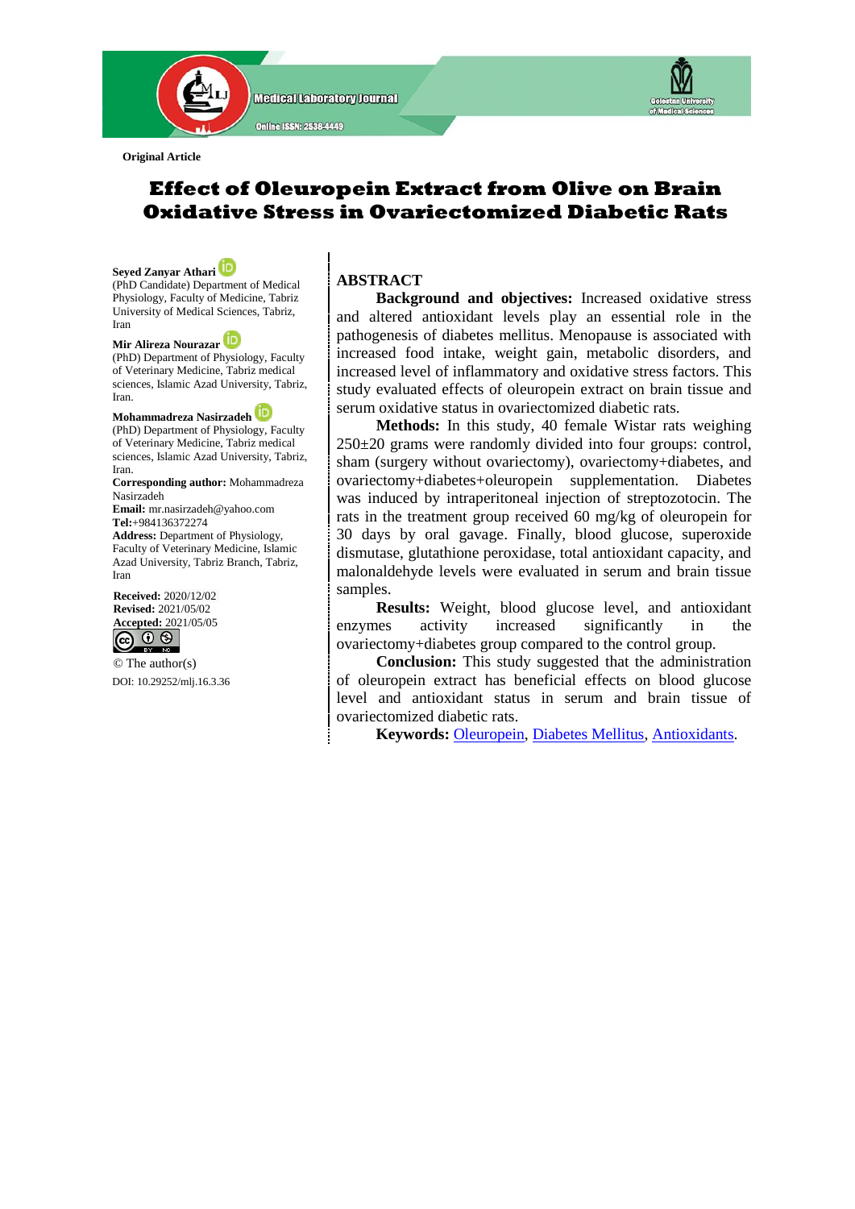Original Article

# Effect of Oleuropein Extract from Olive on Brain Oxidative Stress in Ovariectomized Diabetic Rats

**Seyed Zanyar Athari**
(PhD Candidate) Department of Medical Physiology, Faculty of Medicine, Tabriz University of Medical Sciences, Tabriz, Iran

**Mir Alireza Nourazar**
(PhD) Department of Physiology, Faculty of Veterinary Medicine, Tabriz medical sciences, Islamic Azad University, Tabriz, Iran.

**Mohammadreza Nasirzadeh**
(PhD) Department of Physiology, Faculty of Veterinary Medicine, Tabriz medical sciences, Islamic Azad University, Tabriz, Iran.

**Corresponding author:** Mohammadreza Nasirzadeh
**Email:** mr.nasirzadeh@yahoo.com
**Tel:**+984136372274
**Address:** Department of Physiology, Faculty of Veterinary Medicine, Islamic Azad University, Tabriz Branch, Tabriz, Iran

**Received:** 2020/12/02
**Revised:** 2021/05/02
**Accepted:** 2021/05/05

© The author(s)

DOI: 10.29252/mlj.16.3.36

## ABSTRACT

**Background and objectives:** Increased oxidative stress and altered antioxidant levels play an essential role in the pathogenesis of diabetes mellitus. Menopause is associated with increased food intake, weight gain, metabolic disorders, and increased level of inflammatory and oxidative stress factors. This study evaluated effects of oleuropein extract on brain tissue and serum oxidative status in ovariectomized diabetic rats.

**Methods:** In this study, 40 female Wistar rats weighing 250±20 grams were randomly divided into four groups: control, sham (surgery without ovariectomy), ovariectomy+diabetes, and ovariectomy+diabetes+oleuropein supplementation. Diabetes was induced by intraperitoneal injection of streptozotocin. The rats in the treatment group received 60 mg/kg of oleuropein for 30 days by oral gavage. Finally, blood glucose, superoxide dismutase, glutathione peroxidase, total antioxidant capacity, and malonaldehyde levels were evaluated in serum and brain tissue samples.

**Results:** Weight, blood glucose level, and antioxidant enzymes activity increased significantly in the ovariectomy+diabetes group compared to the control group.

**Conclusion:** This study suggested that the administration of oleuropein extract has beneficial effects on blood glucose level and antioxidant status in serum and brain tissue of ovariectomized diabetic rats.

**Keywords:** Oleuropein, Diabetes Mellitus, Antioxidants.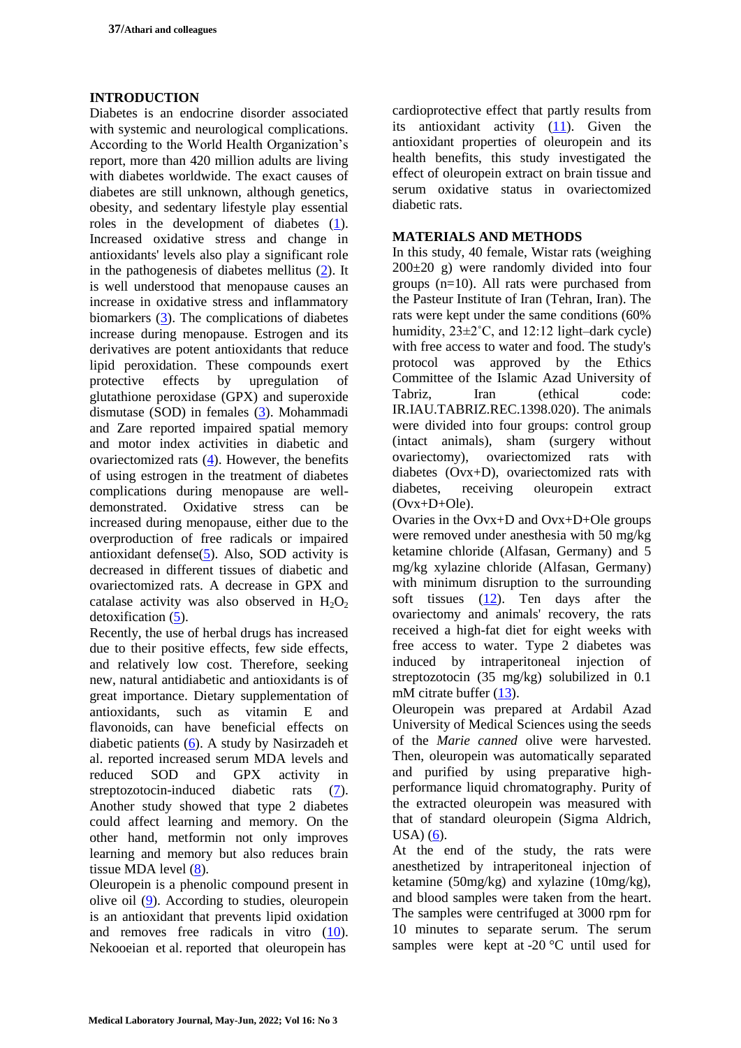## INTRODUCTION

Diabetes is an endocrine disorder associated with systemic and neurological complications. According to the World Health Organization's report, more than 420 million adults are living with diabetes worldwide. The exact causes of diabetes are still unknown, although genetics, obesity, and sedentary lifestyle play essential roles in the development of diabetes (1). Increased oxidative stress and change in antioxidants' levels also play a significant role in the pathogenesis of diabetes mellitus (2). It is well understood that menopause causes an increase in oxidative stress and inflammatory biomarkers (3). The complications of diabetes increase during menopause. Estrogen and its derivatives are potent antioxidants that reduce lipid peroxidation. These compounds exert protective effects by upregulation of glutathione peroxidase (GPX) and superoxide dismutase (SOD) in females (3). Mohammadi and Zare reported impaired spatial memory and motor index activities in diabetic and ovariectomized rats (4). However, the benefits of using estrogen in the treatment of diabetes complications during menopause are well-demonstrated. Oxidative stress can be increased during menopause, either due to the overproduction of free radicals or impaired antioxidant defense(5). Also, SOD activity is decreased in different tissues of diabetic and ovariectomized rats. A decrease in GPX and catalase activity was also observed in $H_2O_2$ detoxification (5).

Recently, the use of herbal drugs has increased due to their positive effects, few side effects, and relatively low cost. Therefore, seeking new, natural antidiabetic and antioxidants is of great importance. Dietary supplementation of antioxidants, such as vitamin E and flavonoids, can have beneficial effects on diabetic patients (6). A study by Nasirzadeh et al. reported increased serum MDA levels and reduced SOD and GPX activity in streptozotocin-induced diabetic rats (7). Another study showed that type 2 diabetes could affect learning and memory. On the other hand, metformin not only improves learning and memory but also reduces brain tissue MDA level (8).

Oleuropein is a phenolic compound present in olive oil (9). According to studies, oleuropein is an antioxidant that prevents lipid oxidation and removes free radicals in vitro (10). Nekooeian et al. reported that oleuropein has cardioprotective effect that partly results from its antioxidant activity (11). Given the antioxidant properties of oleuropein and its health benefits, this study investigated the effect of oleuropein extract on brain tissue and serum oxidative status in ovariectomized diabetic rats.

## MATERIALS AND METHODS

In this study, 40 female, Wistar rats (weighing 200±20 g) were randomly divided into four groups (n=10). All rats were purchased from the Pasteur Institute of Iran (Tehran, Iran). The rats were kept under the same conditions (60% humidity, 23±2˚C, and 12:12 light–dark cycle) with free access to water and food. The study's protocol was approved by the Ethics Committee of the Islamic Azad University of Tabriz, Iran (ethical code: IR.IAU.TABRIZ.REC.1398.020). The animals were divided into four groups: control group (intact animals), sham (surgery without ovariectomy), ovariectomized rats with diabetes (Ovx+D), ovariectomized rats with diabetes, receiving oleuropein extract (Ovx+D+Ole).

Ovaries in the Ovx+D and Ovx+D+Ole groups were removed under anesthesia with 50 mg/kg ketamine chloride (Alfasan, Germany) and 5 mg/kg xylazine chloride (Alfasan, Germany) with minimum disruption to the surrounding soft tissues (12). Ten days after the ovariectomy and animals' recovery, the rats received a high-fat diet for eight weeks with free access to water. Type 2 diabetes was induced by intraperitoneal injection of streptozotocin (35 mg/kg) solubilized in 0.1 mM citrate buffer (13).

Oleuropein was prepared at Ardabil Azad University of Medical Sciences using the seeds of the *Marie canned* olive were harvested. Then, oleuropein was automatically separated and purified by using preparative high-performance liquid chromatography. Purity of the extracted oleuropein was measured with that of standard oleuropein (Sigma Aldrich, USA) (6).

At the end of the study, the rats were anesthetized by intraperitoneal injection of ketamine (50mg/kg) and xylazine (10mg/kg), and blood samples were taken from the heart. The samples were centrifuged at 3000 rpm for 10 minutes to separate serum. The serum samples were kept at -20 °C until used for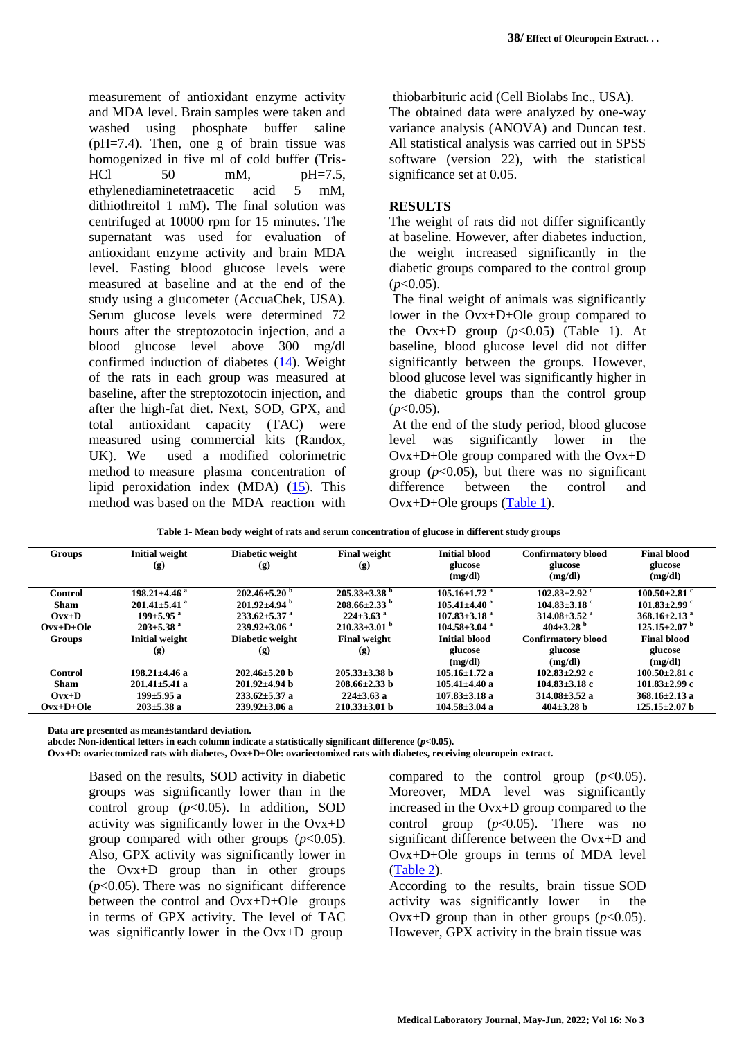measurement of antioxidant enzyme activity and MDA level. Brain samples were taken and washed using phosphate buffer saline (pH=7.4). Then, one g of brain tissue was homogenized in five ml of cold buffer (Tris-HCl 50 mM, pH=7.5, ethylenediaminetetraacetic acid 5 mM, dithiothreitol 1 mM). The final solution was centrifuged at 10000 rpm for 15 minutes. The supernatant was used for evaluation of antioxidant enzyme activity and brain MDA level. Fasting blood glucose levels were measured at baseline and at the end of the study using a glucometer (AccuaChek, USA). Serum glucose levels were determined 72 hours after the streptozotocin injection, and a blood glucose level above 300 mg/dl confirmed induction of diabetes (14). Weight of the rats in each group was measured at baseline, after the streptozotocin injection, and after the high-fat diet. Next, SOD, GPX, and total antioxidant capacity (TAC) were measured using commercial kits (Randox, UK). We used a modified colorimetric method to measure plasma concentration of lipid peroxidation index (MDA) (15). This method was based on the MDA reaction with thiobarbituric acid (Cell Biolabs Inc., USA).

The obtained data were analyzed by one-way variance analysis (ANOVA) and Duncan test. All statistical analysis was carried out in SPSS software (version 22), with the statistical significance set at 0.05.

## RESULTS

The weight of rats did not differ significantly at baseline. However, after diabetes induction, the weight increased significantly in the diabetic groups compared to the control group ($p<0.05$).

The final weight of animals was significantly lower in the Ovx+D+Ole group compared to the Ovx+D group ($p<0.05$) (Table 1). At baseline, blood glucose level did not differ significantly between the groups. However, blood glucose level was significantly higher in the diabetic groups than the control group ($p<0.05$).

At the end of the study period, blood glucose level was significantly lower in the Ovx+D+Ole group compared with the Ovx+D group ($p<0.05$), but there was no significant difference between the control and Ovx+D+Ole groups (Table 1).

**Table 1- Mean body weight of rats and serum concentration of glucose in different study groups**

| Groups | Initial weight (g) | Diabetic weight (g) | Final weight (g) | Initial blood glucose (mg/dl) | Confirmatory blood glucose (mg/dl) | Final blood glucose (mg/dl) |
|---|---|---|---|---|---|---|
| Control | 198.21±4.46 a | 202.46±5.20 b | 205.33±3.38 b | 105.16±1.72 a | 102.83±2.92 c | 100.50±2.81 c |
| Sham | 201.41±5.41 a | 201.92±4.94 b | 208.66±2.33 b | 105.41±4.40 a | 104.83±3.18 c | 101.83±2.99 c |
| Ovx+D | 199±5.95 a | 233.62±5.37 a | 224±3.63 a | 107.83±3.18 a | 314.08±3.52 a | 368.16±2.13 a |
| Ovx+D+Ole | 203±5.38 a | 239.92±3.06 a | 210.33±3.01 b | 104.58±3.04 a | 404±3.28 b | 125.15±2.07 b |

**Data are presented as mean±standard deviation.**
**abcde: Non-identical letters in each column indicate a statistically significant difference ($p<0.05$).**
**Ovx+D: ovariectomized rats with diabetes, Ovx+D+Ole: ovariectomized rats with diabetes, receiving oleuropein extract.**

Based on the results, SOD activity in diabetic groups was significantly lower than in the control group ($p<0.05$). In addition, SOD activity was significantly lower in the Ovx+D group compared with other groups ($p<0.05$). Also, GPX activity was significantly lower in the Ovx+D group than in other groups ($p<0.05$). There was no significant difference between the control and Ovx+D+Ole groups in terms of GPX activity. The level of TAC was significantly lower in the Ovx+D group compared to the control group ($p<0.05$). Moreover, MDA level was significantly increased in the Ovx+D group compared to the control group ($p<0.05$). There was no significant difference between the Ovx+D and Ovx+D+Ole groups in terms of MDA level (Table 2).

According to the results, brain tissue SOD activity was significantly lower in the Ovx+D group than in other groups ($p<0.05$). However, GPX activity in the brain tissue was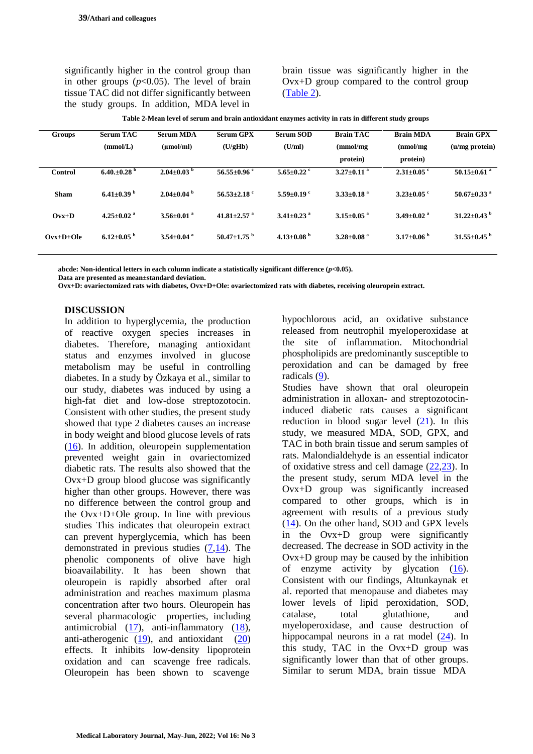significantly higher in the control group than in other groups ($p<0.05$). The level of brain tissue TAC did not differ significantly between the study groups. In addition, MDA level in brain tissue was significantly higher in the Ovx+D group compared to the control group (Table 2).

**Table 2-Mean level of serum and brain antioxidant enzymes activity in rats in different study groups**

| Groups | Serum TAC (mmol/L) | Serum MDA (µmol/ml) | Serum GPX (U/gHb) | Serum SOD (U/ml) | Brain TAC (mmol/mg protein) | Brain MDA (nmol/mg protein) | Brain GPX (u/mg protein) |
|---|---|---|---|---|---|---|---|
| Control | 6.40.±0.28 [b] | 2.04±0.03 [b] | 56.55±0.96 [c] | 5.65±0.22 [c] | 3.27±0.11 [a] | 2.31±0.05 [c] | 50.15±0.61 [a] |
| Sham | 6.41±0.39 [b] | 2.04±0.04 [b] | 56.53±2.18 [c] | 5.59±0.19 [c] | 3.33±0.18 [a] | 3.23±0.05 [c] | 50.67±0.33 [a] |
| Ovx+D | 4.25±0.02 [a] | 3.56±0.01 [a] | 41.81±2.57 [a] | 3.41±0.23 [a] | 3.15±0.05 [a] | 3.49±0.02 [a] | 31.22±0.43 [b] |
| Ovx+D+Ole | 6.12±0.05 [b] | 3.54±0.04 [a] | 50.47±1.75 [b] | 4.13±0.08 [b] | 3.28±0.08 [a] | 3.17±0.06 [b] | 31.55±0.45 [b] |

**abcde: Non-identical letters in each column indicate a statistically significant difference ($p<0.05$).**
**Data are presented as mean±standard deviation.**
**Ovx+D: ovariectomized rats with diabetes, Ovx+D+Ole: ovariectomized rats with diabetes, receiving oleuropein extract.**

## DISCUSSION

In addition to hyperglycemia, the production of reactive oxygen species increases in diabetes. Therefore, managing antioxidant status and enzymes involved in glucose metabolism may be useful in controlling diabetes. In a study by Özkaya et al., similar to our study, diabetes was induced by using a high-fat diet and low-dose streptozotocin. Consistent with other studies, the present study showed that type 2 diabetes causes an increase in body weight and blood glucose levels of rats (16). In addition, oleuropein supplementation prevented weight gain in ovariectomized diabetic rats. The results also showed that the Ovx+D group blood glucose was significantly higher than other groups. However, there was no difference between the control group and the Ovx+D+Ole group. In line with previous studies This indicates that oleuropein extract can prevent hyperglycemia, which has been demonstrated in previous studies (7,14). The phenolic components of olive have high bioavailability. It has been shown that oleuropein is rapidly absorbed after oral administration and reaches maximum plasma concentration after two hours. Oleuropein has several pharmacologic properties, including antimicrobial (17), anti-inflammatory (18), anti-atherogenic (19), and antioxidant (20) effects. It inhibits low-density lipoprotein oxidation and can scavenge free radicals. Oleuropein has been shown to scavenge hypochlorous acid, an oxidative substance released from neutrophil myeloperoxidase at the site of inflammation. Mitochondrial phospholipids are predominantly susceptible to peroxidation and can be damaged by free radicals (9).

Studies have shown that oral oleuropein administration in alloxan- and streptozotocin-induced diabetic rats causes a significant reduction in blood sugar level (21). In this study, we measured MDA, SOD, GPX, and TAC in both brain tissue and serum samples of rats. Malondialdehyde is an essential indicator of oxidative stress and cell damage (22,23). In the present study, serum MDA level in the Ovx+D group was significantly increased compared to other groups, which is in agreement with results of a previous study (14). On the other hand, SOD and GPX levels in the Ovx+D group were significantly decreased. The decrease in SOD activity in the Ovx+D group may be caused by the inhibition of enzyme activity by glycation (16). Consistent with our findings, Altunkaynak et al. reported that menopause and diabetes may lower levels of lipid peroxidation, SOD, catalase, total glutathione, and myeloperoxidase, and cause destruction of hippocampal neurons in a rat model (24). In this study, TAC in the Ovx+D group was significantly lower than that of other groups. Similar to serum MDA, brain tissue MDA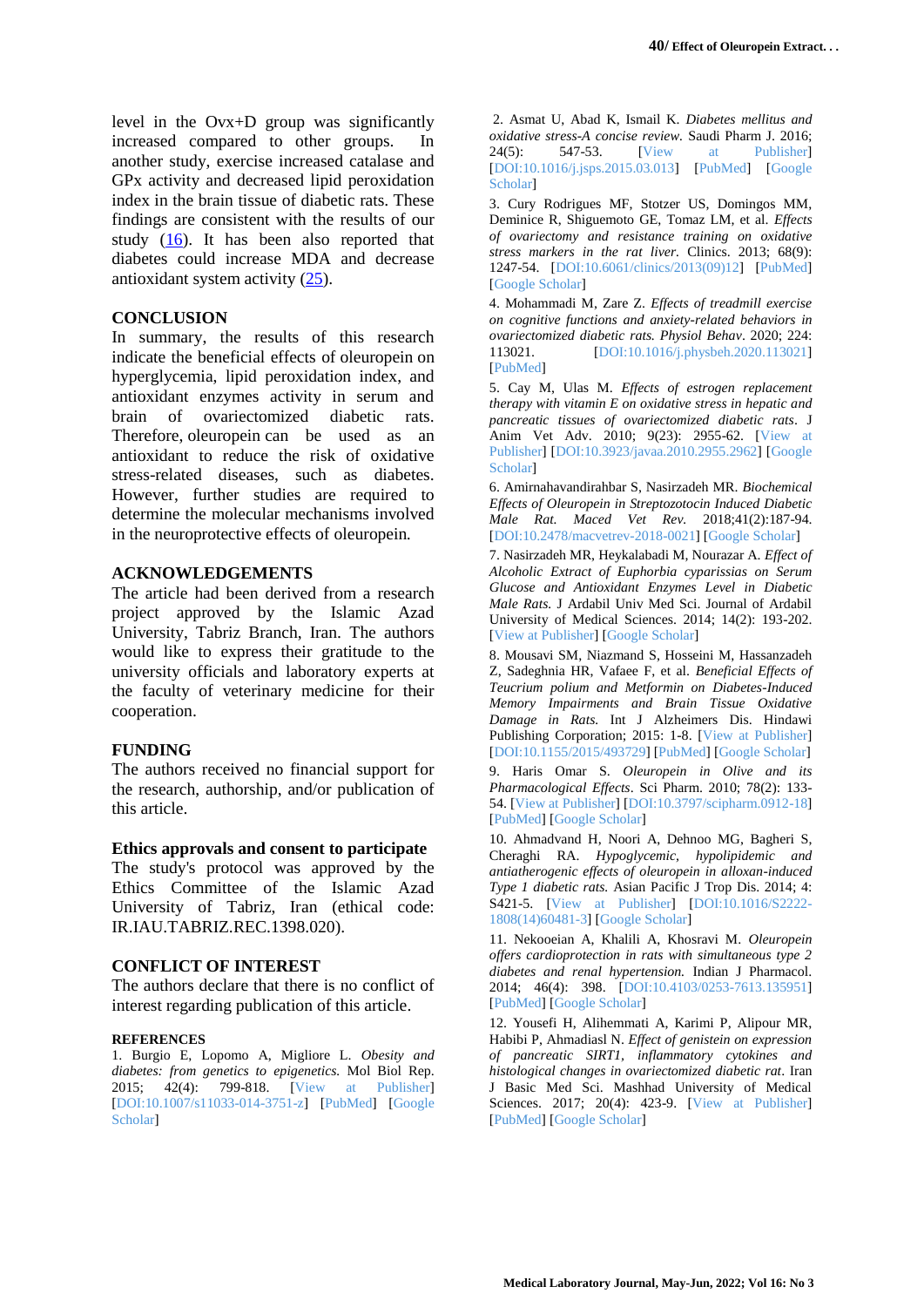level in the Ovx+D group was significantly increased compared to other groups. In another study, exercise increased catalase and GPx activity and decreased lipid peroxidation index in the brain tissue of diabetic rats. These findings are consistent with the results of our study (16). It has been also reported that diabetes could increase MDA and decrease antioxidant system activity (25).

## CONCLUSION

In summary, the results of this research indicate the beneficial effects of oleuropein on hyperglycemia, lipid peroxidation index, and antioxidant enzymes activity in serum and brain of ovariectomized diabetic rats. Therefore, oleuropein can be used as an antioxidant to reduce the risk of oxidative stress-related diseases, such as diabetes. However, further studies are required to determine the molecular mechanisms involved in the neuroprotective effects of oleuropein.

## ACKNOWLEDGEMENTS

The article had been derived from a research project approved by the Islamic Azad University, Tabriz Branch, Iran. The authors would like to express their gratitude to the university officials and laboratory experts at the faculty of veterinary medicine for their cooperation.

## FUNDING

The authors received no financial support for the research, authorship, and/or publication of this article.

## Ethics approvals and consent to participate

The study's protocol was approved by the Ethics Committee of the Islamic Azad University of Tabriz, Iran (ethical code: IR.IAU.TABRIZ.REC.1398.020).

## CONFLICT OF INTEREST

The authors declare that there is no conflict of interest regarding publication of this article.

## REFERENCES

1. Burgio E, Lopomo A, Migliore L. *Obesity and diabetes: from genetics to epigenetics.* Mol Biol Rep. 2015; 42(4): 799-818. [View at Publisher] [DOI:10.1007/s11033-014-3751-z] [PubMed] [Google Scholar]

2. Asmat U, Abad K, Ismail K. *Diabetes mellitus and oxidative stress-A concise review.* Saudi Pharm J. 2016; 24(5): 547-53. [View at Publisher] [DOI:10.1016/j.jsps.2015.03.013] [PubMed] [Google Scholar]

3. Cury Rodrigues MF, Stotzer US, Domingos MM, Deminice R, Shiguemoto GE, Tomaz LM, et al. *Effects of ovariectomy and resistance training on oxidative stress markers in the rat liver.* Clinics. 2013; 68(9): 1247-54. [DOI:10.6061/clinics/2013(09)12] [PubMed] [Google Scholar]

4. Mohammadi M, Zare Z. *Effects of treadmill exercise on cognitive functions and anxiety-related behaviors in ovariectomized diabetic rats. Physiol Behav*. 2020; 224: 113021. [DOI:10.1016/j.physbeh.2020.113021] [PubMed]

5. Cay M, Ulas M. *Effects of estrogen replacement therapy with vitamin E on oxidative stress in hepatic and pancreatic tissues of ovariectomized diabetic rats*. J Anim Vet Adv. 2010; 9(23): 2955-62. [View at Publisher] [DOI:10.3923/javaa.2010.2955.2962] [Google Scholar]

6. Amirnahavandirahbar S, Nasirzadeh MR. *Biochemical Effects of Oleuropein in Streptozotocin Induced Diabetic Male Rat. Maced Vet Rev.* 2018;41(2):187-94. [DOI:10.2478/macvetrev-2018-0021] [Google Scholar]

7. Nasirzadeh MR, Heykalabadi M, Nourazar A. *Effect of Alcoholic Extract of Euphorbia cyparissias on Serum Glucose and Antioxidant Enzymes Level in Diabetic Male Rats.* J Ardabil Univ Med Sci. Journal of Ardabil University of Medical Sciences. 2014; 14(2): 193-202. [View at Publisher] [Google Scholar]

8. Mousavi SM, Niazmand S, Hosseini M, Hassanzadeh Z, Sadeghnia HR, Vafaee F, et al. *Beneficial Effects of Teucrium polium and Metformin on Diabetes-Induced Memory Impairments and Brain Tissue Oxidative Damage in Rats.* Int J Alzheimers Dis. Hindawi Publishing Corporation; 2015: 1-8. [View at Publisher] [DOI:10.1155/2015/493729] [PubMed] [Google Scholar]

9. Haris Omar S. *Oleuropein in Olive and its Pharmacological Effects*. Sci Pharm. 2010; 78(2): 133-54. [View at Publisher] [DOI:10.3797/scipharm.0912-18] [PubMed] [Google Scholar]

10. Ahmadvand H, Noori A, Dehnoo MG, Bagheri S, Cheraghi RA. *Hypoglycemic, hypolipidemic and antiatherogenic effects of oleuropein in alloxan-induced Type 1 diabetic rats.* Asian Pacific J Trop Dis. 2014; 4: S421-5. [View at Publisher] [DOI:10.1016/S2222-1808(14)60481-3] [Google Scholar]

11. Nekooeian A, Khalili A, Khosravi M. *Oleuropein offers cardioprotection in rats with simultaneous type 2 diabetes and renal hypertension.* Indian J Pharmacol. 2014; 46(4): 398. [DOI:10.4103/0253-7613.135951] [PubMed] [Google Scholar]

12. Yousefi H, Alihemmati A, Karimi P, Alipour MR, Habibi P, Ahmadiasl N. *Effect of genistein on expression of pancreatic SIRT1, inflammatory cytokines and histological changes in ovariectomized diabetic rat*. Iran J Basic Med Sci. Mashhad University of Medical Sciences. 2017; 20(4): 423-9. [View at Publisher] [PubMed] [Google Scholar]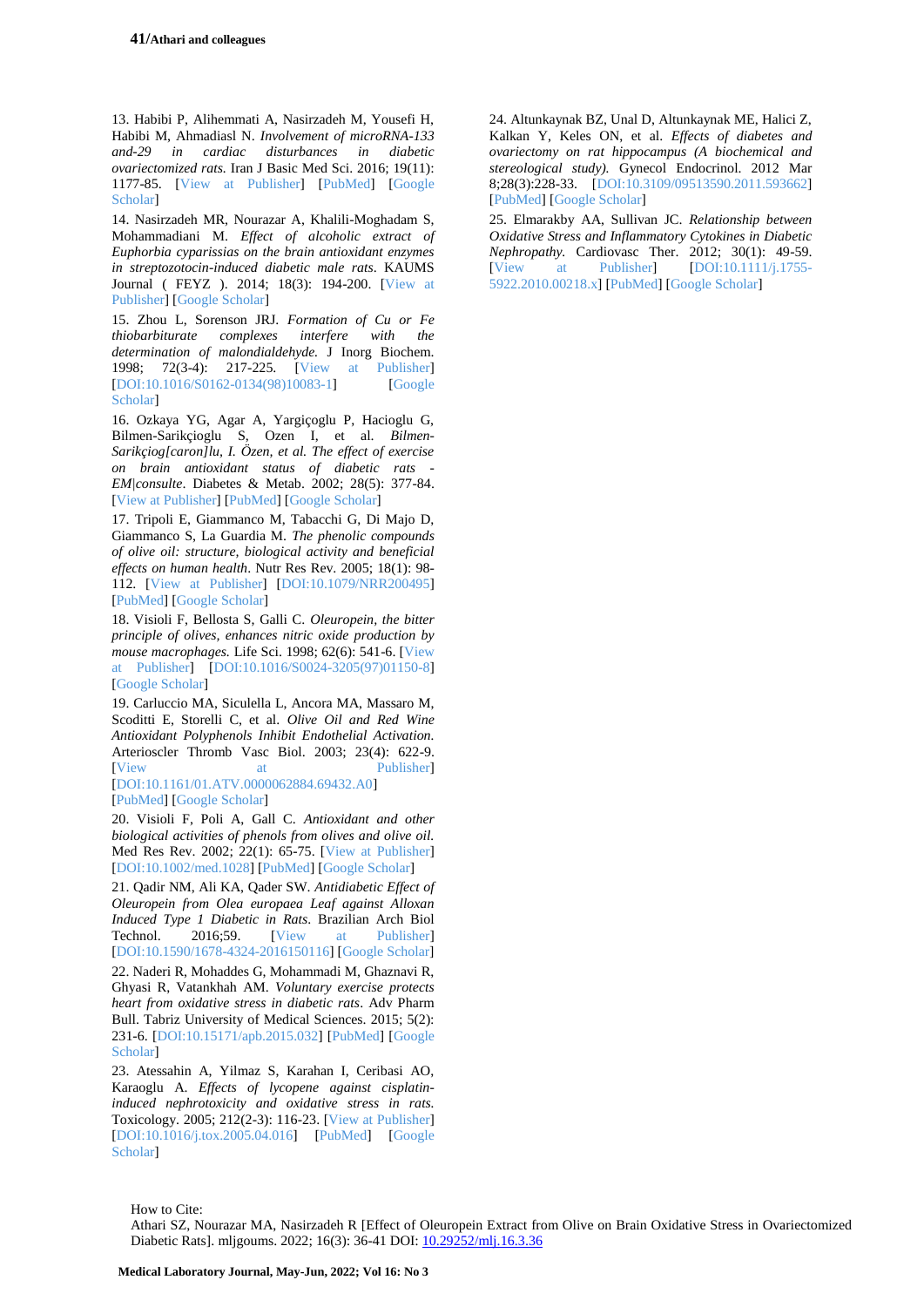13. Habibi P, Alihemmati A, Nasirzadeh M, Yousefi H, Habibi M, Ahmadiasl N. *Involvement of microRNA-133 and-29 in cardiac disturbances in diabetic ovariectomized rats.* Iran J Basic Med Sci. 2016; 19(11): 1177-85. [View at Publisher] [PubMed] [Google Scholar]

14. Nasirzadeh MR, Nourazar A, Khalili-Moghadam S, Mohammadiani M. *Effect of alcoholic extract of Euphorbia cyparissias on the brain antioxidant enzymes in streptozotocin-induced diabetic male rats*. KAUMS Journal ( FEYZ ). 2014; 18(3): 194-200. [View at Publisher] [Google Scholar]

15. Zhou L, Sorenson JRJ. *Formation of Cu or Fe thiobarbiturate complexes interfere with the determination of malondialdehyde.* J Inorg Biochem. 1998; 72(3-4): 217-225. [View at Publisher] [DOI:10.1016/S0162-0134(98)10083-1] [Google Scholar]

16. Ozkaya YG, Agar A, Yargiçoglu P, Hacioglu G, Bilmen-Sarikçioglu S, Ozen I, et al. *Bilmen-Sarikçiog[caron]lu, I. Özen, et al. The effect of exercise on brain antioxidant status of diabetic rats - EM|consulte*. Diabetes & Metab. 2002; 28(5): 377-84. [View at Publisher] [PubMed] [Google Scholar]

17. Tripoli E, Giammanco M, Tabacchi G, Di Majo D, Giammanco S, La Guardia M. *The phenolic compounds of olive oil: structure, biological activity and beneficial effects on human health*. Nutr Res Rev. 2005; 18(1): 98-112. [View at Publisher] [DOI:10.1079/NRR200495] [PubMed] [Google Scholar]

18. Visioli F, Bellosta S, Galli C. *Oleuropein, the bitter principle of olives, enhances nitric oxide production by mouse macrophages.* Life Sci. 1998; 62(6): 541-6. [View at Publisher] [DOI:10.1016/S0024-3205(97)01150-8] [Google Scholar]

19. Carluccio MA, Siculella L, Ancora MA, Massaro M, Scoditti E, Storelli C, et al. *Olive Oil and Red Wine Antioxidant Polyphenols Inhibit Endothelial Activation.* Arterioscler Thromb Vasc Biol. 2003; 23(4): 622-9. [View at Publisher] [DOI:10.1161/01.ATV.0000062884.69432.A0] [PubMed] [Google Scholar]

20. Visioli F, Poli A, Gall C. *Antioxidant and other biological activities of phenols from olives and olive oil.* Med Res Rev. 2002; 22(1): 65-75. [View at Publisher] [DOI:10.1002/med.1028] [PubMed] [Google Scholar]

21. Qadir NM, Ali KA, Qader SW. *Antidiabetic Effect of Oleuropein from Olea europaea Leaf against Alloxan Induced Type 1 Diabetic in Rats*. Brazilian Arch Biol Technol. 2016;59. [View at Publisher] [DOI:10.1590/1678-4324-2016150116] [Google Scholar]

22. Naderi R, Mohaddes G, Mohammadi M, Ghaznavi R, Ghyasi R, Vatankhah AM. *Voluntary exercise protects heart from oxidative stress in diabetic rats*. Adv Pharm Bull. Tabriz University of Medical Sciences. 2015; 5(2): 231-6. [DOI:10.15171/apb.2015.032] [PubMed] [Google Scholar]

23. Atessahin A, Yilmaz S, Karahan I, Ceribasi AO, Karaoglu A. *Effects of lycopene against cisplatin-induced nephrotoxicity and oxidative stress in rats.* Toxicology. 2005; 212(2-3): 116-23. [View at Publisher] [DOI:10.1016/j.tox.2005.04.016] [PubMed] [Google Scholar]

24. Altunkaynak BZ, Unal D, Altunkaynak ME, Halici Z, Kalkan Y, Keles ON, et al. *Effects of diabetes and ovariectomy on rat hippocampus (A biochemical and stereological study).* Gynecol Endocrinol. 2012 Mar 8;28(3):228-33. [DOI:10.3109/09513590.2011.593662] [PubMed] [Google Scholar]

25. Elmarakby AA, Sullivan JC. *Relationship between Oxidative Stress and Inflammatory Cytokines in Diabetic Nephropathy.* Cardiovasc Ther. 2012; 30(1): 49-59. [View at Publisher] [DOI:10.1111/j.1755-5922.2010.00218.x] [PubMed] [Google Scholar]

How to Cite:
Athari SZ, Nourazar MA, Nasirzadeh R [Effect of Oleuropein Extract from Olive on Brain Oxidative Stress in Ovariectomized Diabetic Rats]. mljgoums. 2022; 16(3): 36-41 DOI: 10.29252/mlj.16.3.36